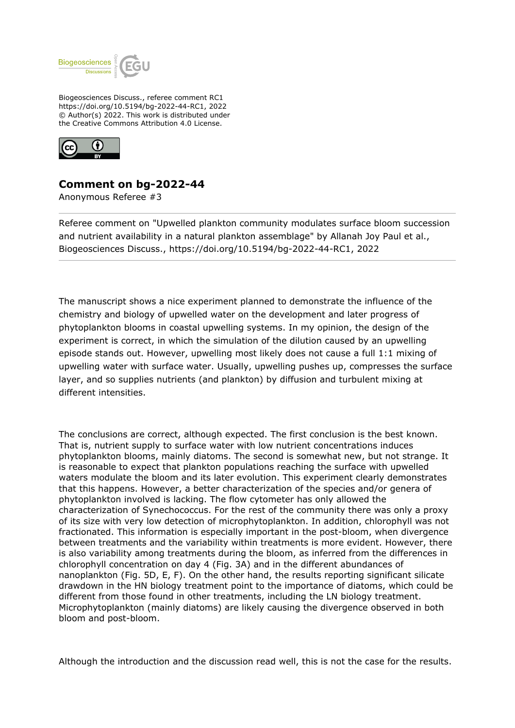Biogeosciences Discuss., referee comment RC1
https://doi.org/10.5194/bg-2022-44-RC1, 2022
© Author(s) 2022. This work is distributed under
the Creative Commons Attribution 4.0 License.

## Comment on bg-2022-44

Anonymous Referee #3

Referee comment on "Upwelled plankton community modulates surface bloom succession and nutrient availability in a natural plankton assemblage" by Allanah Joy Paul et al., Biogeosciences Discuss., https://doi.org/10.5194/bg-2022-44-RC1, 2022

---

The manuscript shows a nice experiment planned to demonstrate the influence of the chemistry and biology of upwelled water on the development and later progress of phytoplankton blooms in coastal upwelling systems. In my opinion, the design of the experiment is correct, in which the simulation of the dilution caused by an upwelling episode stands out. However, upwelling most likely does not cause a full 1:1 mixing of upwelling water with surface water. Usually, upwelling pushes up, compresses the surface layer, and so supplies nutrients (and plankton) by diffusion and turbulent mixing at different intensities.

The conclusions are correct, although expected. The first conclusion is the best known. That is, nutrient supply to surface water with low nutrient concentrations induces phytoplankton blooms, mainly diatoms. The second is somewhat new, but not strange. It is reasonable to expect that plankton populations reaching the surface with upwelled waters modulate the bloom and its later evolution. This experiment clearly demonstrates that this happens. However, a better characterization of the species and/or genera of phytoplankton involved is lacking. The flow cytometer has only allowed the characterization of Synechococcus. For the rest of the community there was only a proxy of its size with very low detection of microphytoplankton. In addition, chlorophyll was not fractionated. This information is especially important in the post-bloom, when divergence between treatments and the variability within treatments is more evident. However, there is also variability among treatments during the bloom, as inferred from the differences in chlorophyll concentration on day 4 (Fig. 3A) and in the different abundances of nanoplankton (Fig. 5D, E, F). On the other hand, the results reporting significant silicate drawdown in the HN biology treatment point to the importance of diatoms, which could be different from those found in other treatments, including the LN biology treatment. Microphytoplankton (mainly diatoms) are likely causing the divergence observed in both bloom and post-bloom.

Although the introduction and the discussion read well, this is not the case for the results.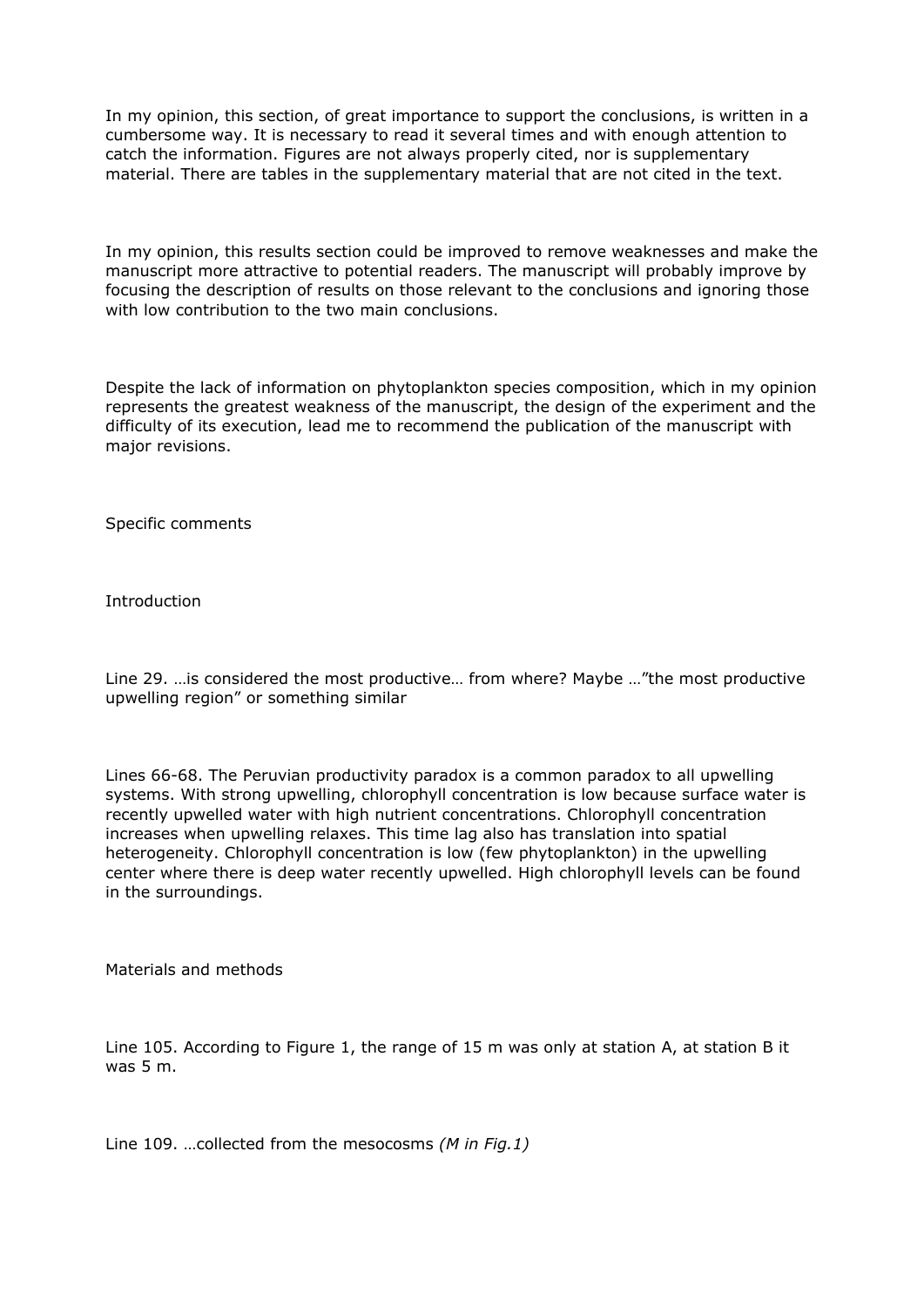In my opinion, this section, of great importance to support the conclusions, is written in a cumbersome way. It is necessary to read it several times and with enough attention to catch the information. Figures are not always properly cited, nor is supplementary material. There are tables in the supplementary material that are not cited in the text.

In my opinion, this results section could be improved to remove weaknesses and make the manuscript more attractive to potential readers. The manuscript will probably improve by focusing the description of results on those relevant to the conclusions and ignoring those with low contribution to the two main conclusions.

Despite the lack of information on phytoplankton species composition, which in my opinion represents the greatest weakness of the manuscript, the design of the experiment and the difficulty of its execution, lead me to recommend the publication of the manuscript with major revisions.

Specific comments

Introduction

Line 29. …is considered the most productive… from where? Maybe …"the most productive upwelling region" or something similar

Lines 66-68. The Peruvian productivity paradox is a common paradox to all upwelling systems. With strong upwelling, chlorophyll concentration is low because surface water is recently upwelled water with high nutrient concentrations. Chlorophyll concentration increases when upwelling relaxes. This time lag also has translation into spatial heterogeneity. Chlorophyll concentration is low (few phytoplankton) in the upwelling center where there is deep water recently upwelled. High chlorophyll levels can be found in the surroundings.

Materials and methods

Line 105. According to Figure 1, the range of 15 m was only at station A, at station B it was 5 m.

Line 109. …collected from the mesocosms *(M in Fig.1)*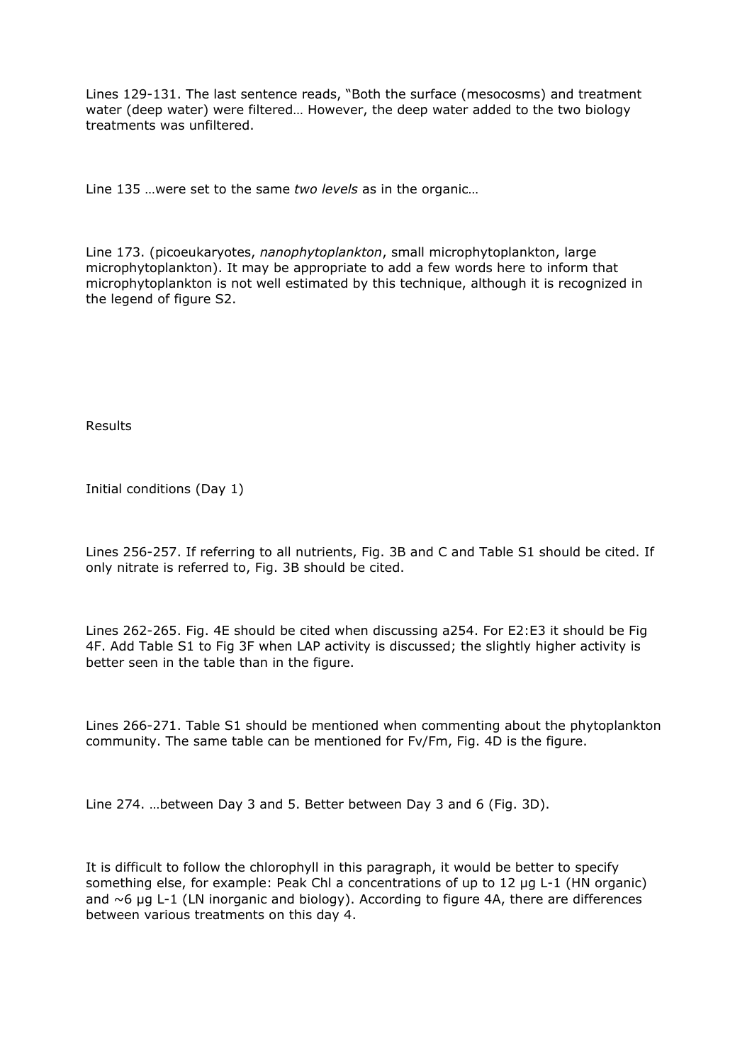Lines 129-131. The last sentence reads, "Both the surface (mesocosms) and treatment water (deep water) were filtered… However, the deep water added to the two biology treatments was unfiltered.

Line 135 …were set to the same *two levels* as in the organic…

Line 173. (picoeukaryotes, *nanophytoplankton*, small microphytoplankton, large microphytoplankton). It may be appropriate to add a few words here to inform that microphytoplankton is not well estimated by this technique, although it is recognized in the legend of figure S2.

Results

Initial conditions (Day 1)

Lines 256-257. If referring to all nutrients, Fig. 3B and C and Table S1 should be cited. If only nitrate is referred to, Fig. 3B should be cited.

Lines 262-265. Fig. 4E should be cited when discussing a254. For E2:E3 it should be Fig 4F. Add Table S1 to Fig 3F when LAP activity is discussed; the slightly higher activity is better seen in the table than in the figure.

Lines 266-271. Table S1 should be mentioned when commenting about the phytoplankton community. The same table can be mentioned for Fv/Fm, Fig. 4D is the figure.

Line 274. …between Day 3 and 5. Better between Day 3 and 6 (Fig. 3D).

It is difficult to follow the chlorophyll in this paragraph, it would be better to specify something else, for example: Peak Chl a concentrations of up to 12 µg L-1 (HN organic) and ~6 µg L-1 (LN inorganic and biology). According to figure 4A, there are differences between various treatments on this day 4.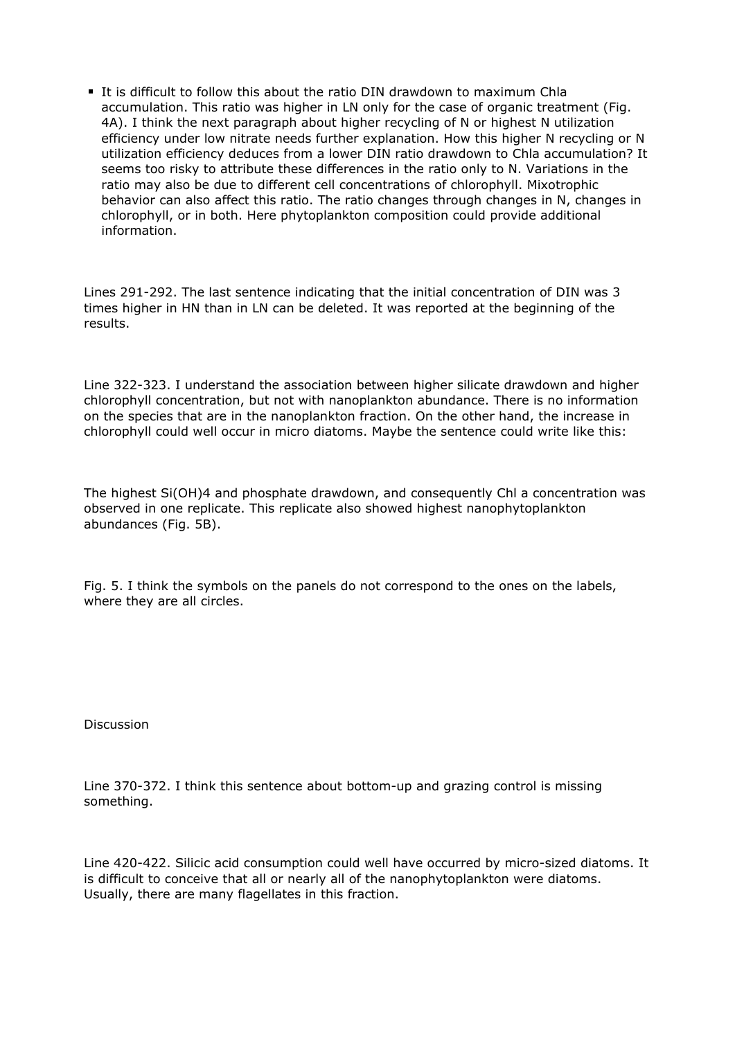- It is difficult to follow this about the ratio DIN drawdown to maximum Chla accumulation. This ratio was higher in LN only for the case of organic treatment (Fig. 4A). I think the next paragraph about higher recycling of N or highest N utilization efficiency under low nitrate needs further explanation. How this higher N recycling or N utilization efficiency deduces from a lower DIN ratio drawdown to Chla accumulation? It seems too risky to attribute these differences in the ratio only to N. Variations in the ratio may also be due to different cell concentrations of chlorophyll. Mixotrophic behavior can also affect this ratio. The ratio changes through changes in N, changes in chlorophyll, or in both. Here phytoplankton composition could provide additional information.

Lines 291-292. The last sentence indicating that the initial concentration of DIN was 3 times higher in HN than in LN can be deleted. It was reported at the beginning of the results.

Line 322-323. I understand the association between higher silicate drawdown and higher chlorophyll concentration, but not with nanoplankton abundance. There is no information on the species that are in the nanoplankton fraction. On the other hand, the increase in chlorophyll could well occur in micro diatoms. Maybe the sentence could write like this:

The highest $Si(OH)_4$ and phosphate drawdown, and consequently Chl a concentration was observed in one replicate. This replicate also showed highest nanophytoplankton abundances (Fig. 5B).

Fig. 5. I think the symbols on the panels do not correspond to the ones on the labels, where they are all circles.

Discussion

Line 370-372. I think this sentence about bottom-up and grazing control is missing something.

Line 420-422. Silicic acid consumption could well have occurred by micro-sized diatoms. It is difficult to conceive that all or nearly all of the nanophytoplankton were diatoms. Usually, there are many flagellates in this fraction.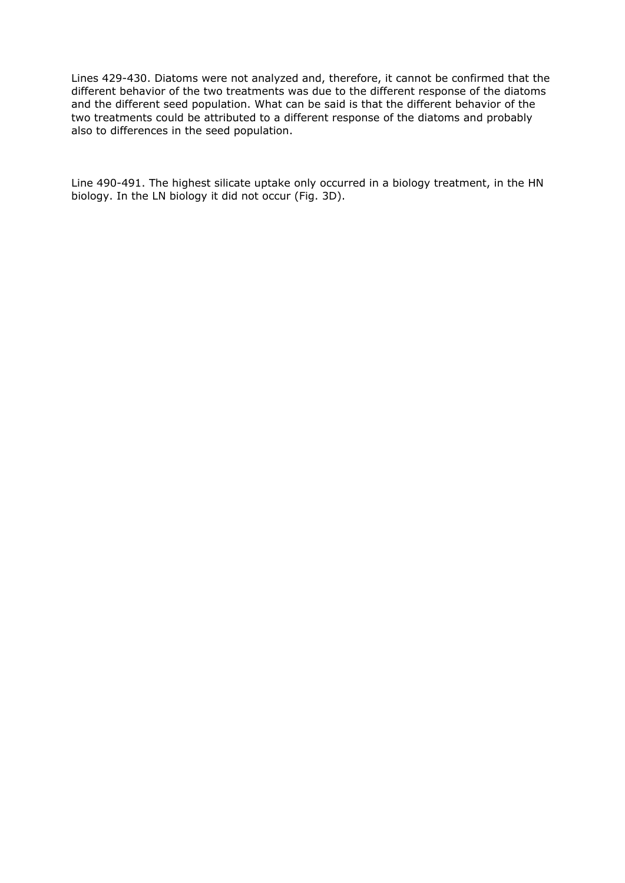Lines 429-430. Diatoms were not analyzed and, therefore, it cannot be confirmed that the different behavior of the two treatments was due to the different response of the diatoms and the different seed population. What can be said is that the different behavior of the two treatments could be attributed to a different response of the diatoms and probably also to differences in the seed population.

Line 490-491. The highest silicate uptake only occurred in a biology treatment, in the HN biology. In the LN biology it did not occur (Fig. 3D).